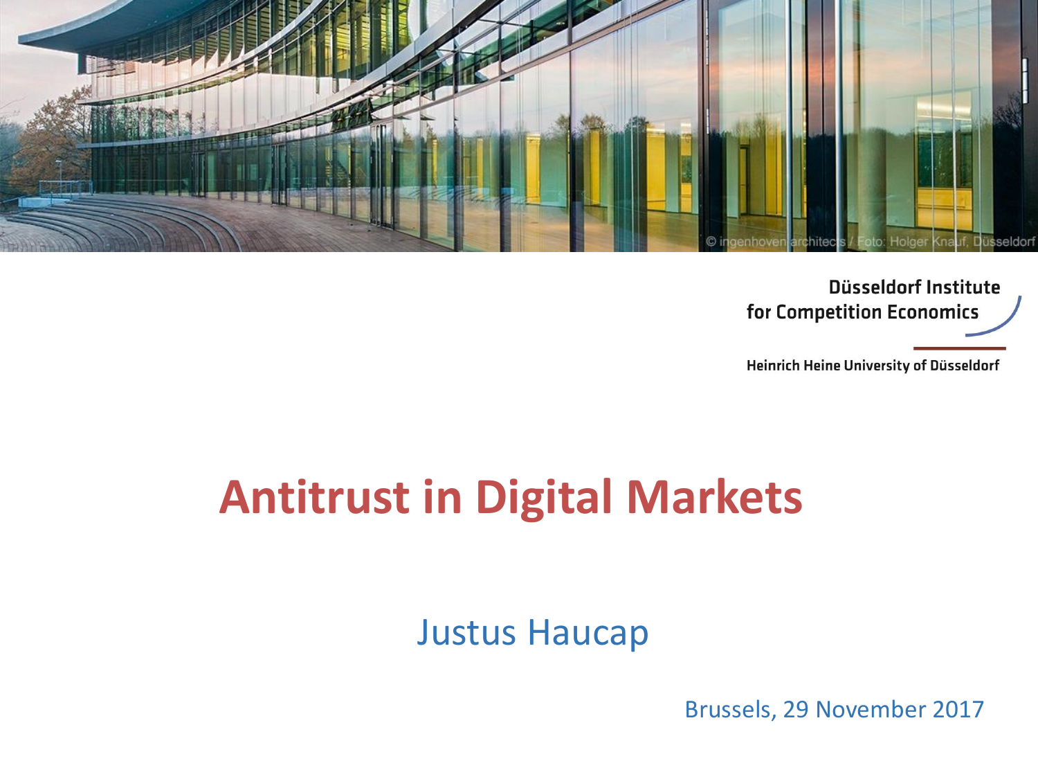Düsseldorf Institute for Competition Economics

Heinrich Heine University of Düsseldorf

# Antitrust in Digital Markets

Justus Haucap

Brussels, 29 November 2017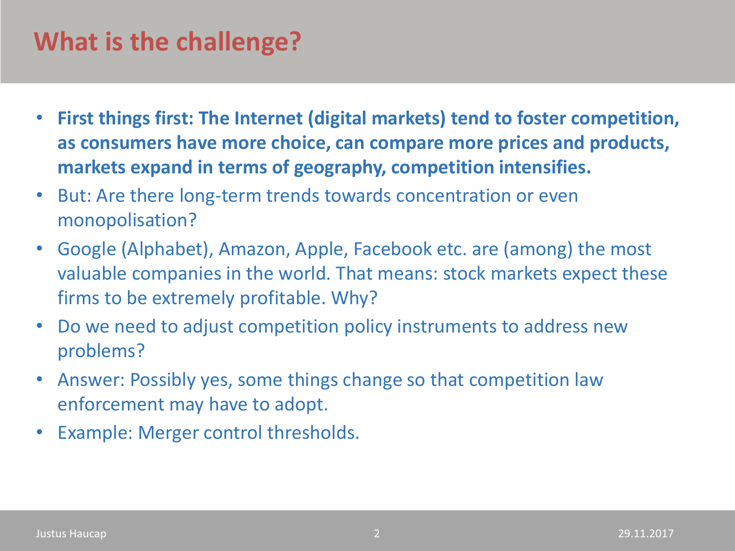# What is the challenge?

- **First things first: The Internet (digital markets) tend to foster competition, as consumers have more choice, can compare more prices and products, markets expand in terms of geography, competition intensifies.**
- But: Are there long-term trends towards concentration or even monopolisation?
- Google (Alphabet), Amazon, Apple, Facebook etc. are (among) the most valuable companies in the world. That means: stock markets expect these firms to be extremely profitable. Why?
- Do we need to adjust competition policy instruments to address new problems?
- Answer: Possibly yes, some things change so that competition law enforcement may have to adopt.
- Example: Merger control thresholds.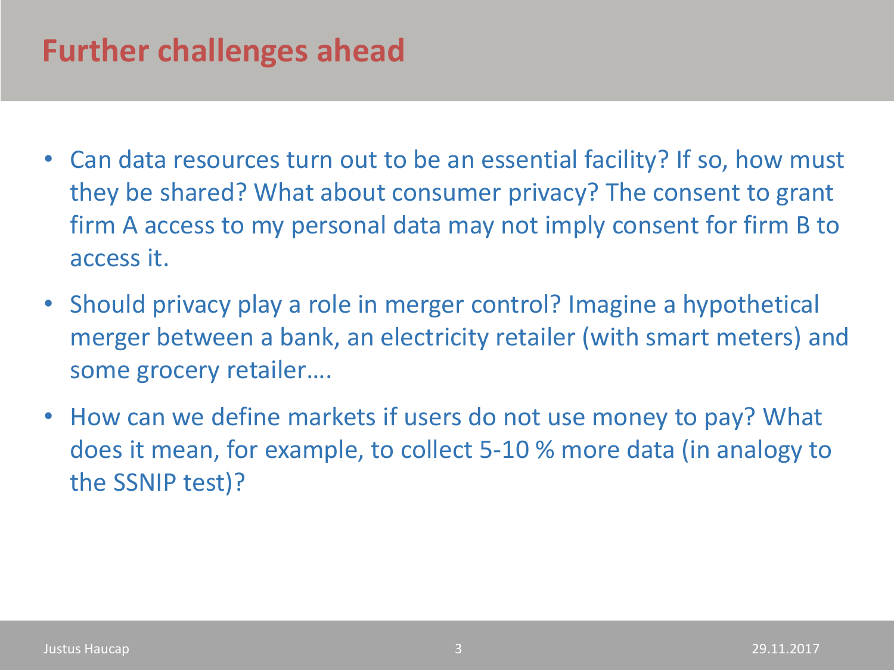# Further challenges ahead

- Can data resources turn out to be an essential facility? If so, how must they be shared? What about consumer privacy? The consent to grant firm A access to my personal data may not imply consent for firm B to access it.
- Should privacy play a role in merger control? Imagine a hypothetical merger between a bank, an electricity retailer (with smart meters) and some grocery retailer….
- How can we define markets if users do not use money to pay? What does it mean, for example, to collect 5-10 % more data (in analogy to the SSNIP test)?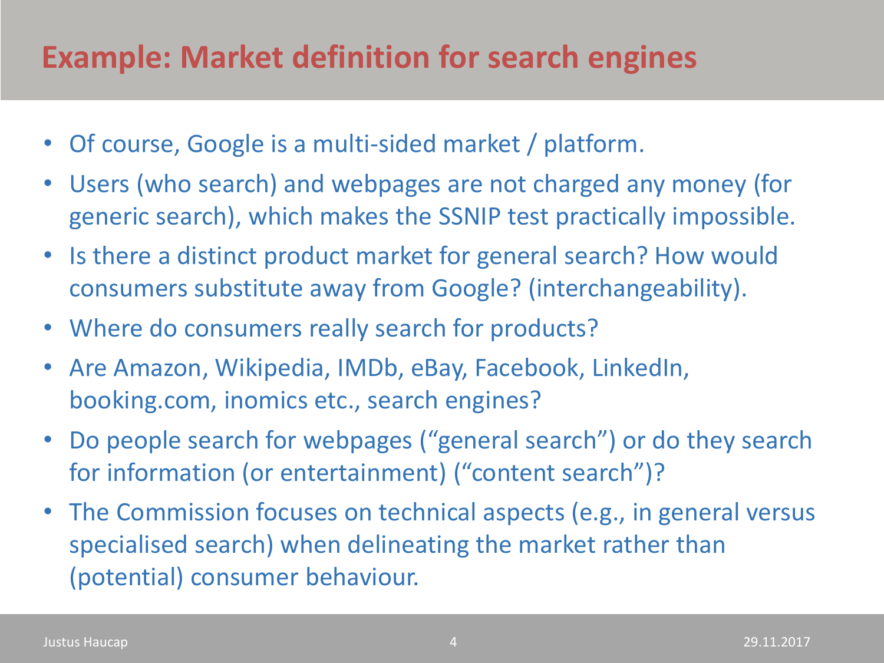# Example: Market definition for search engines

- Of course, Google is a multi-sided market / platform.
- Users (who search) and webpages are not charged any money (for generic search), which makes the SSNIP test practically impossible.
- Is there a distinct product market for general search? How would consumers substitute away from Google? (interchangeability).
- Where do consumers really search for products?
- Are Amazon, Wikipedia, IMDb, eBay, Facebook, LinkedIn, booking.com, inomics etc., search engines?
- Do people search for webpages ("general search") or do they search for information (or entertainment) ("content search")?
- The Commission focuses on technical aspects (e.g., in general versus specialised search) when delineating the market rather than (potential) consumer behaviour.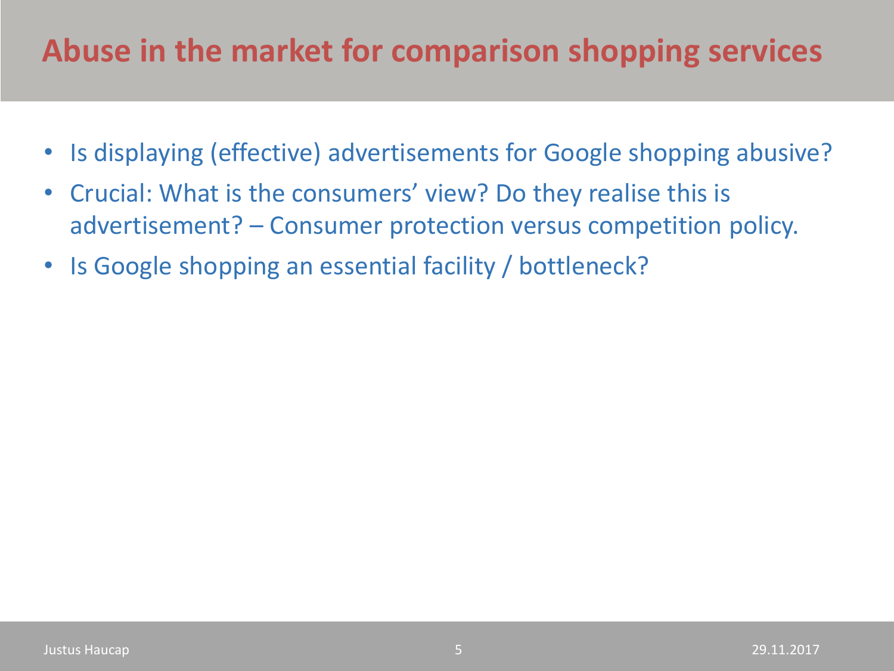# Abuse in the market for comparison shopping services

- Is displaying (effective) advertisements for Google shopping abusive?
- Crucial: What is the consumers' view? Do they realise this is advertisement? – Consumer protection versus competition policy.
- Is Google shopping an essential facility / bottleneck?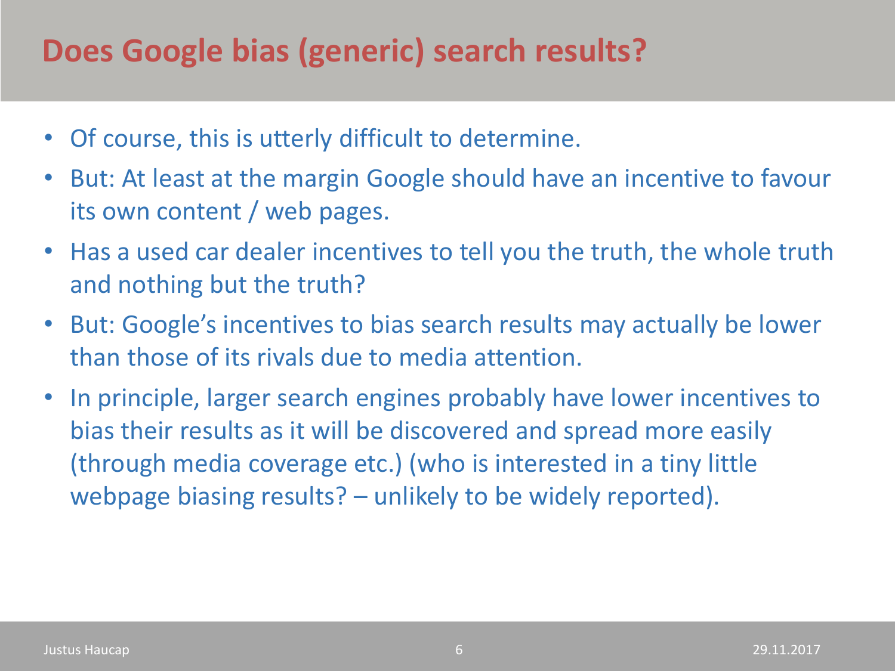# Does Google bias (generic) search results?

- Of course, this is utterly difficult to determine.
- But: At least at the margin Google should have an incentive to favour its own content / web pages.
- Has a used car dealer incentives to tell you the truth, the whole truth and nothing but the truth?
- But: Google's incentives to bias search results may actually be lower than those of its rivals due to media attention.
- In principle, larger search engines probably have lower incentives to bias their results as it will be discovered and spread more easily (through media coverage etc.) (who is interested in a tiny little webpage biasing results? – unlikely to be widely reported).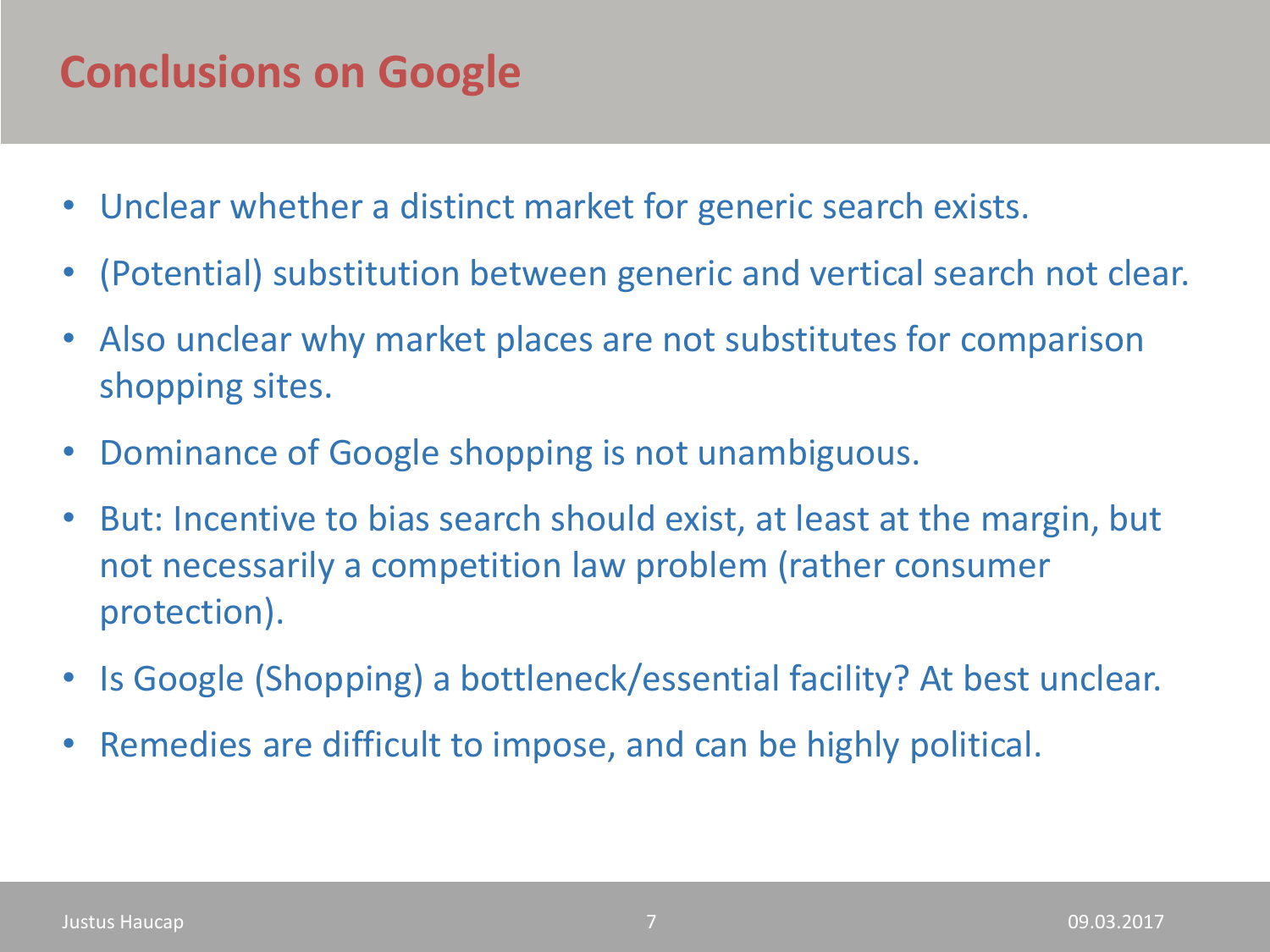# Conclusions on Google

- Unclear whether a distinct market for generic search exists.
- (Potential) substitution between generic and vertical search not clear.
- Also unclear why market places are not substitutes for comparison shopping sites.
- Dominance of Google shopping is not unambiguous.
- But: Incentive to bias search should exist, at least at the margin, but not necessarily a competition law problem (rather consumer protection).
- Is Google (Shopping) a bottleneck/essential facility? At best unclear.
- Remedies are difficult to impose, and can be highly political.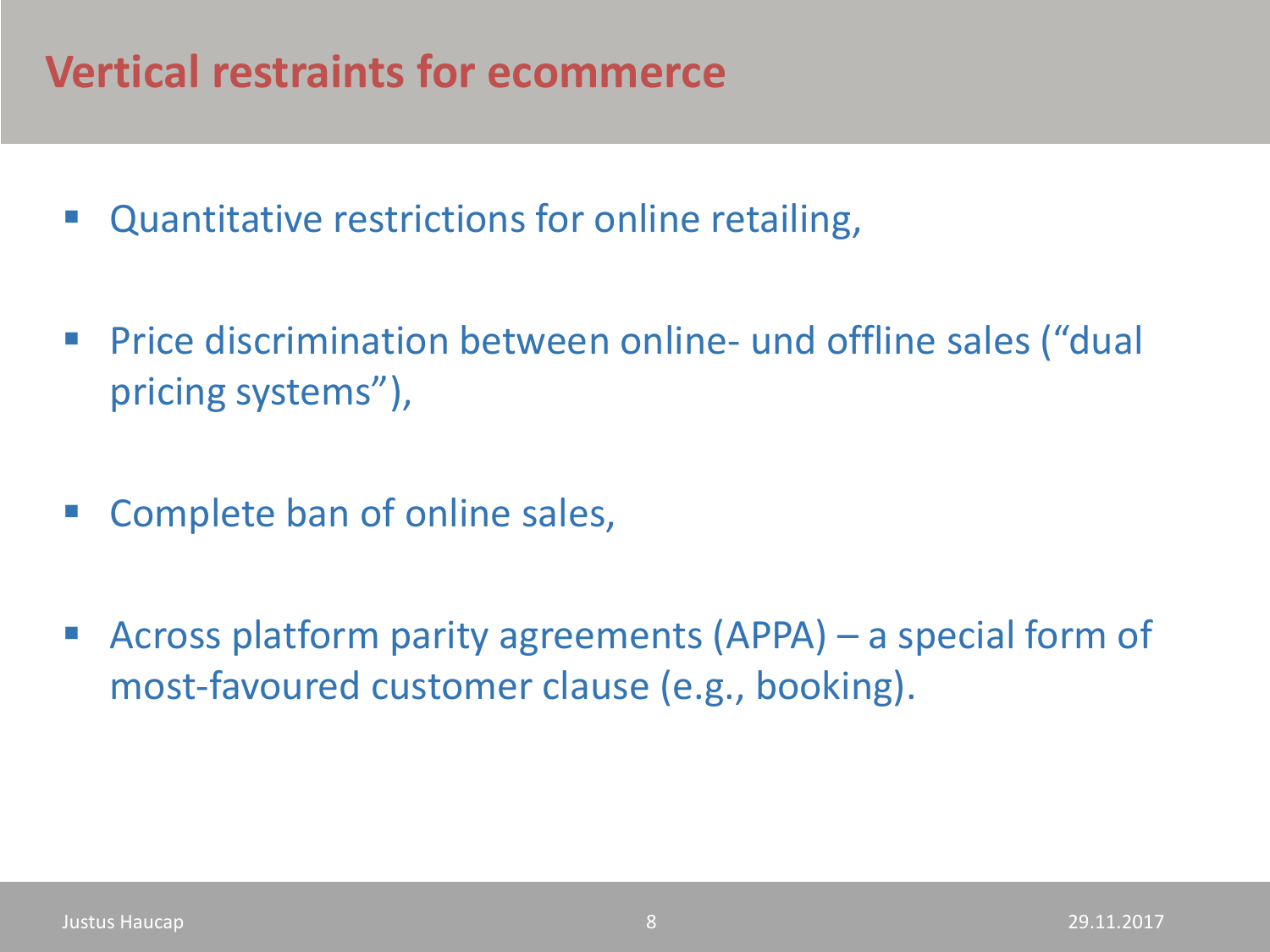# Vertical restraints for ecommerce

- Quantitative restrictions for online retailing,
- Price discrimination between online- und offline sales ("dual pricing systems"),
- Complete ban of online sales,
- Across platform parity agreements (APPA) – a special form of most-favoured customer clause (e.g., booking).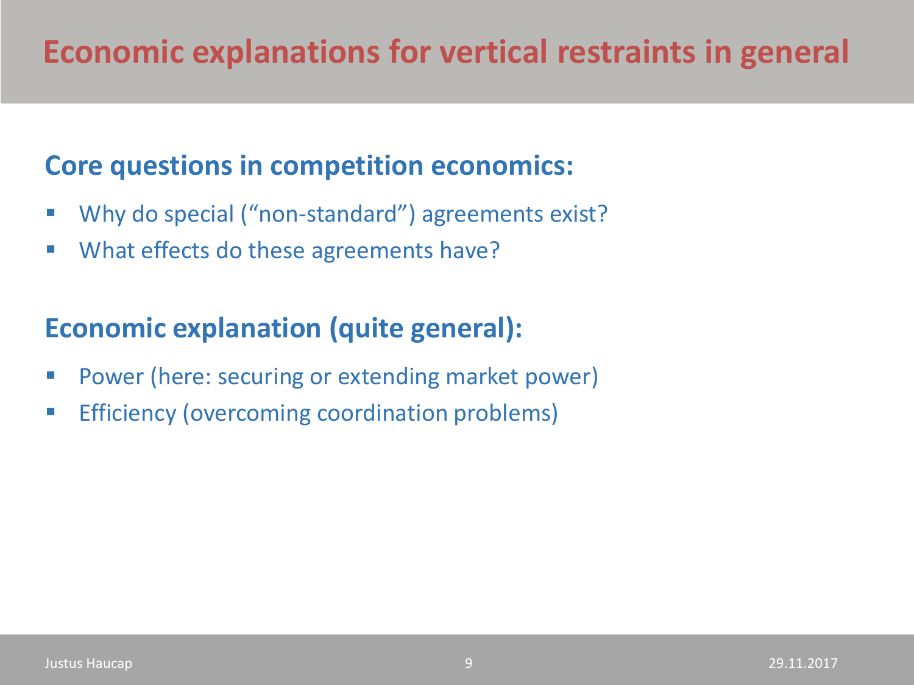# Economic explanations for vertical restraints in general

## Core questions in competition economics:

- Why do special ("non-standard") agreements exist?
- What effects do these agreements have?

## Economic explanation (quite general):

- Power (here: securing or extending market power)
- Efficiency (overcoming coordination problems)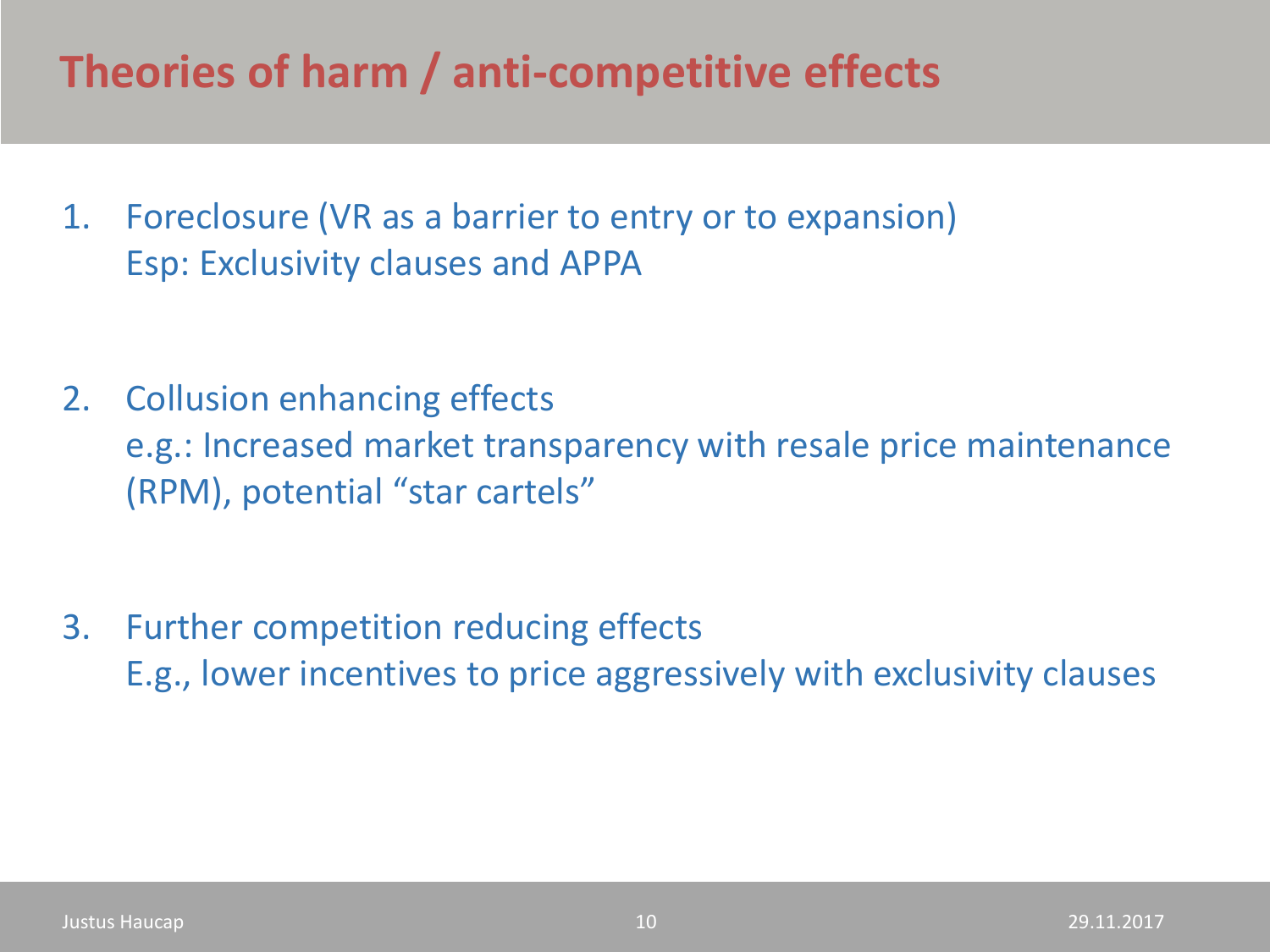# Theories of harm / anti-competitive effects

1. Foreclosure (VR as a barrier to entry or to expansion)
   Esp: Exclusivity clauses and APPA

2. Collusion enhancing effects
   e.g.: Increased market transparency with resale price maintenance (RPM), potential "star cartels"

3. Further competition reducing effects
   E.g., lower incentives to price aggressively with exclusivity clauses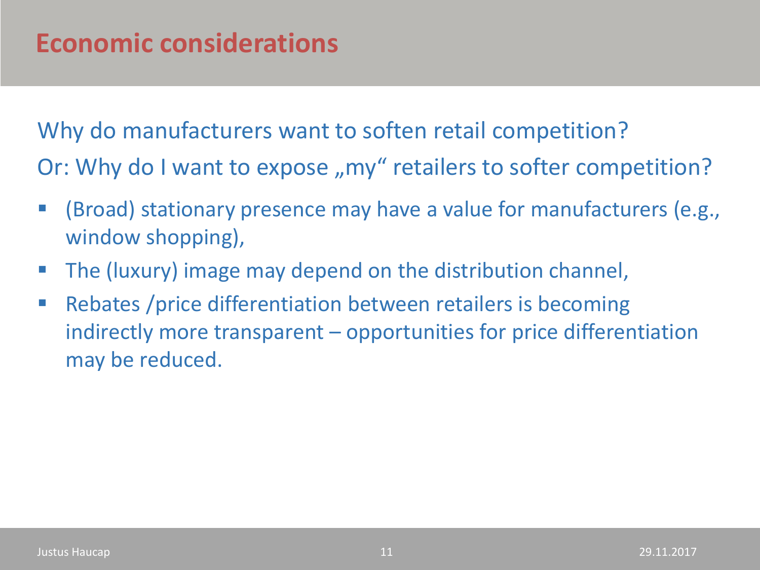# Economic considerations

Why do manufacturers want to soften retail competition?

Or: Why do I want to expose „my“ retailers to softer competition?

- (Broad) stationary presence may have a value for manufacturers (e.g., window shopping),
- The (luxury) image may depend on the distribution channel,
- Rebates /price differentiation between retailers is becoming indirectly more transparent – opportunities for price differentiation may be reduced.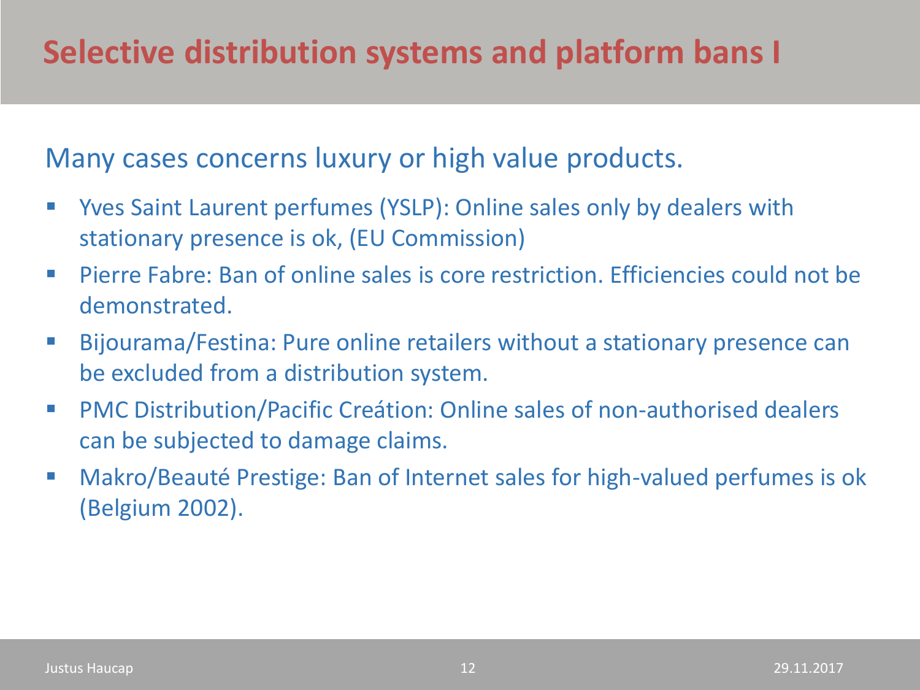# Selective distribution systems and platform bans I

Many cases concerns luxury or high value products.

- Yves Saint Laurent perfumes (YSLP): Online sales only by dealers with stationary presence is ok, (EU Commission)
- Pierre Fabre: Ban of online sales is core restriction. Efficiencies could not be demonstrated.
- Bijourama/Festina: Pure online retailers without a stationary presence can be excluded from a distribution system.
- PMC Distribution/Pacific Creátion: Online sales of non-authorised dealers can be subjected to damage claims.
- Makro/Beauté Prestige: Ban of Internet sales for high-valued perfumes is ok (Belgium 2002).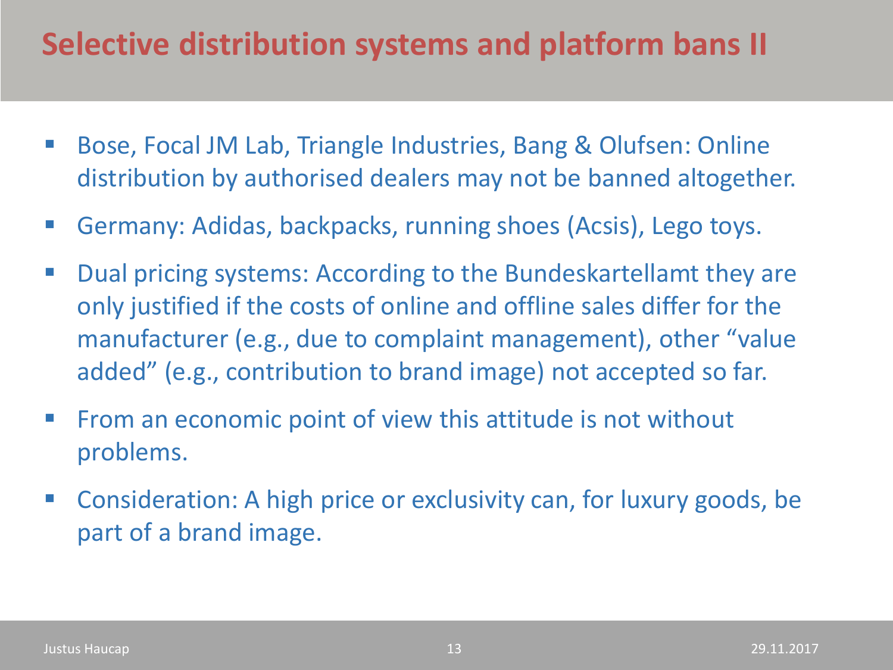# Selective distribution systems and platform bans II

- Bose, Focal JM Lab, Triangle Industries, Bang & Olufsen: Online distribution by authorised dealers may not be banned altogether.
- Germany: Adidas, backpacks, running shoes (Acsis), Lego toys.
- Dual pricing systems: According to the Bundeskartellamt they are only justified if the costs of online and offline sales differ for the manufacturer (e.g., due to complaint management), other "value added" (e.g., contribution to brand image) not accepted so far.
- From an economic point of view this attitude is not without problems.
- Consideration: A high price or exclusivity can, for luxury goods, be part of a brand image.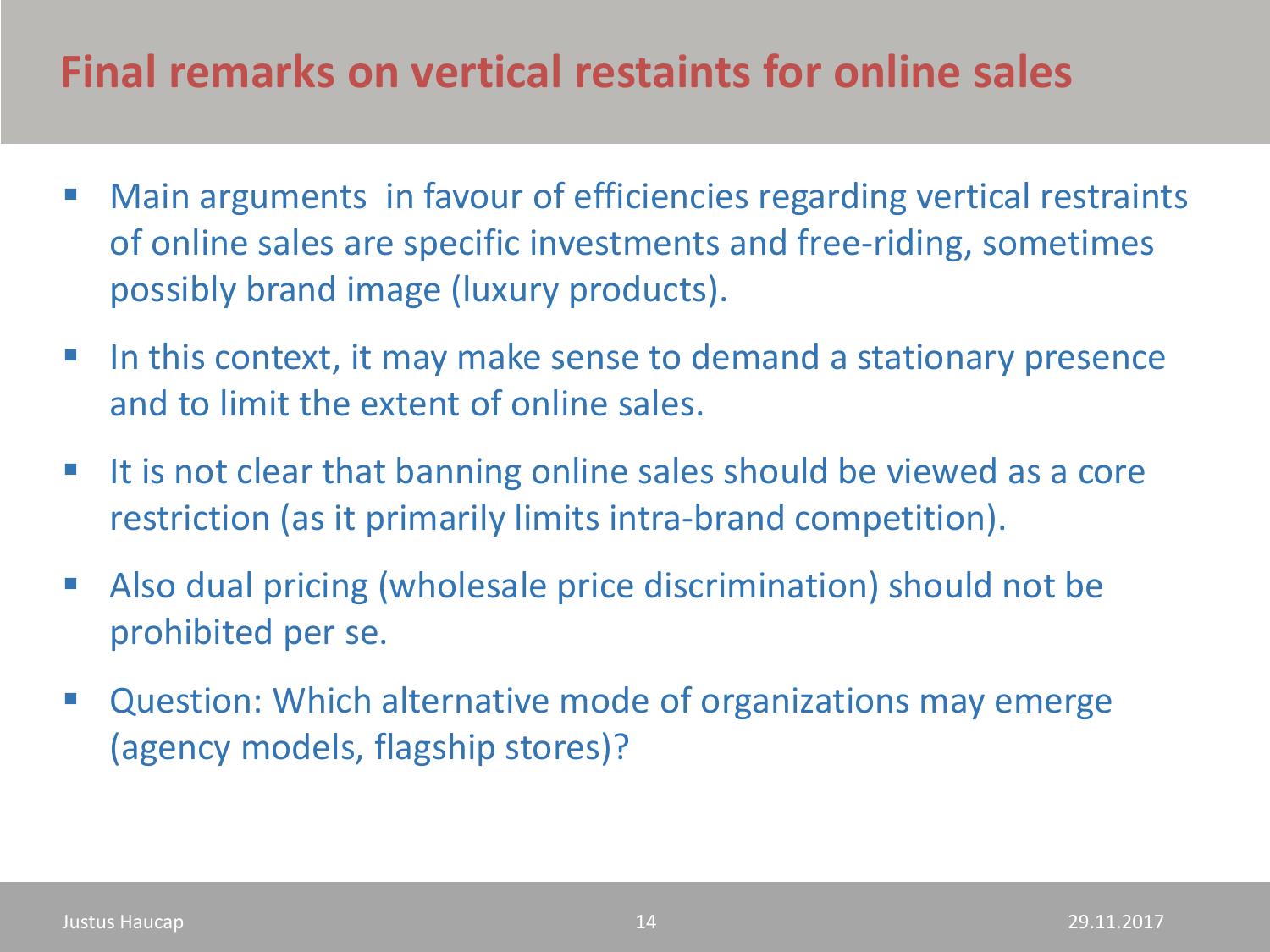# Final remarks on vertical restaints for online sales

- Main arguments in favour of efficiencies regarding vertical restraints of online sales are specific investments and free-riding, sometimes possibly brand image (luxury products).
- In this context, it may make sense to demand a stationary presence and to limit the extent of online sales.
- It is not clear that banning online sales should be viewed as a core restriction (as it primarily limits intra-brand competition).
- Also dual pricing (wholesale price discrimination) should not be prohibited per se.
- Question: Which alternative mode of organizations may emerge (agency models, flagship stores)?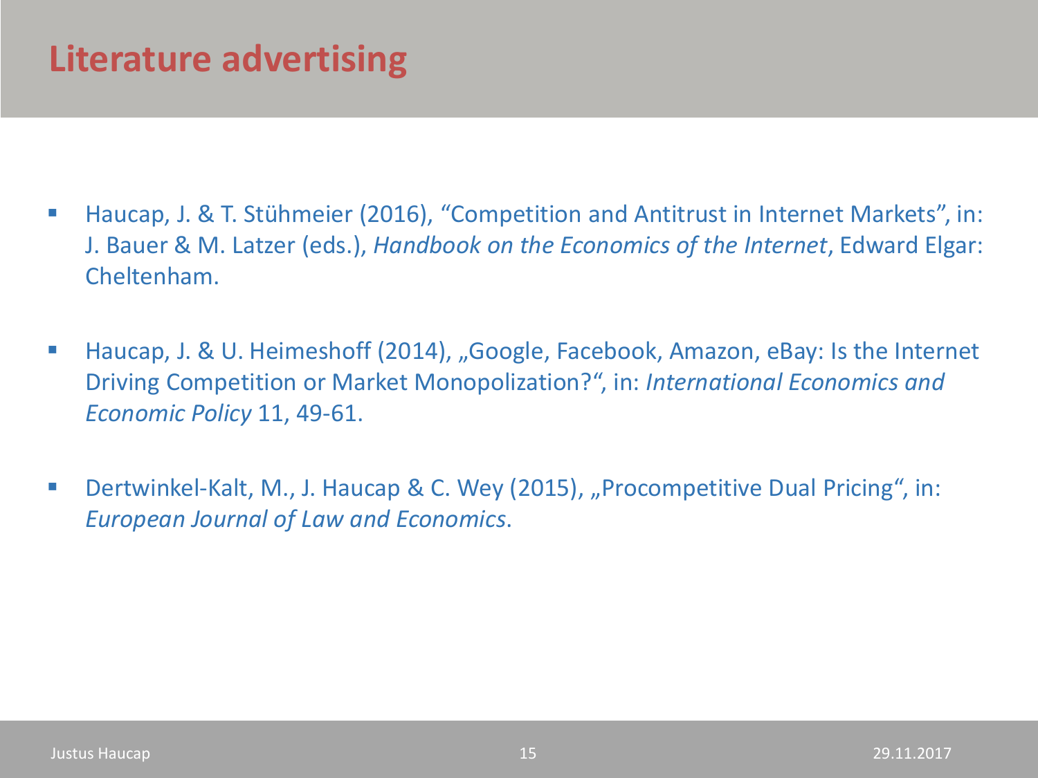# Literature advertising

- Haucap, J. & T. Stühmeier (2016), "Competition and Antitrust in Internet Markets", in: J. Bauer & M. Latzer (eds.), *Handbook on the Economics of the Internet*, Edward Elgar: Cheltenham.

- Haucap, J. & U. Heimeshoff (2014), „Google, Facebook, Amazon, eBay: Is the Internet Driving Competition or Market Monopolization?", in: *International Economics and Economic Policy* 11, 49-61.

- Dertwinkel-Kalt, M., J. Haucap & C. Wey (2015), „Procompetitive Dual Pricing", in: *European Journal of Law and Economics*.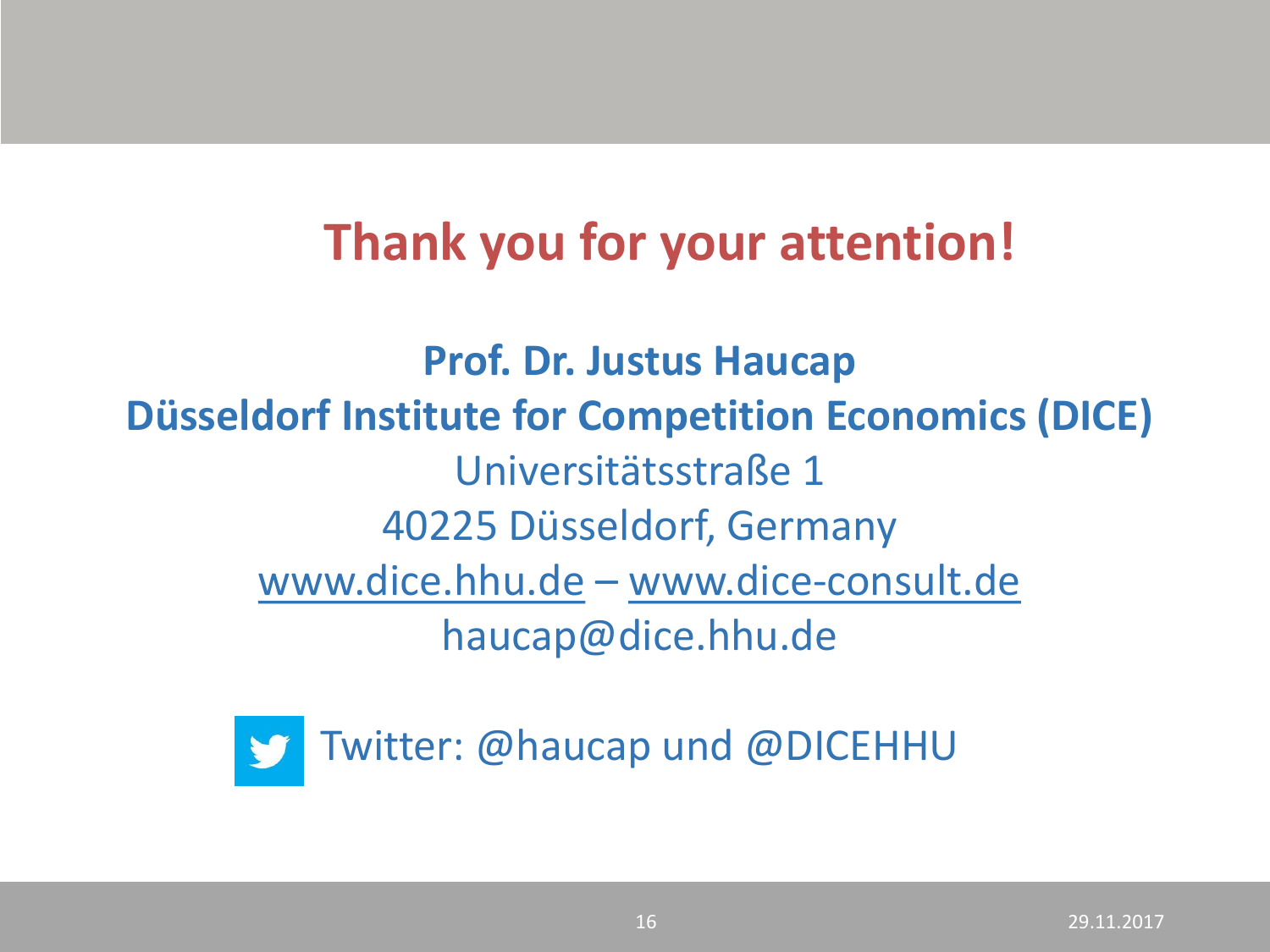# Thank you for your attention!

**Prof. Dr. Justus Haucap**

**Düsseldorf Institute for Competition Economics (DICE)**

Universitätsstraße 1

40225 Düsseldorf, Germany

www.dice.hhu.de – www.dice-consult.de

haucap@dice.hhu.de

Twitter: @haucap und @DICEHHU